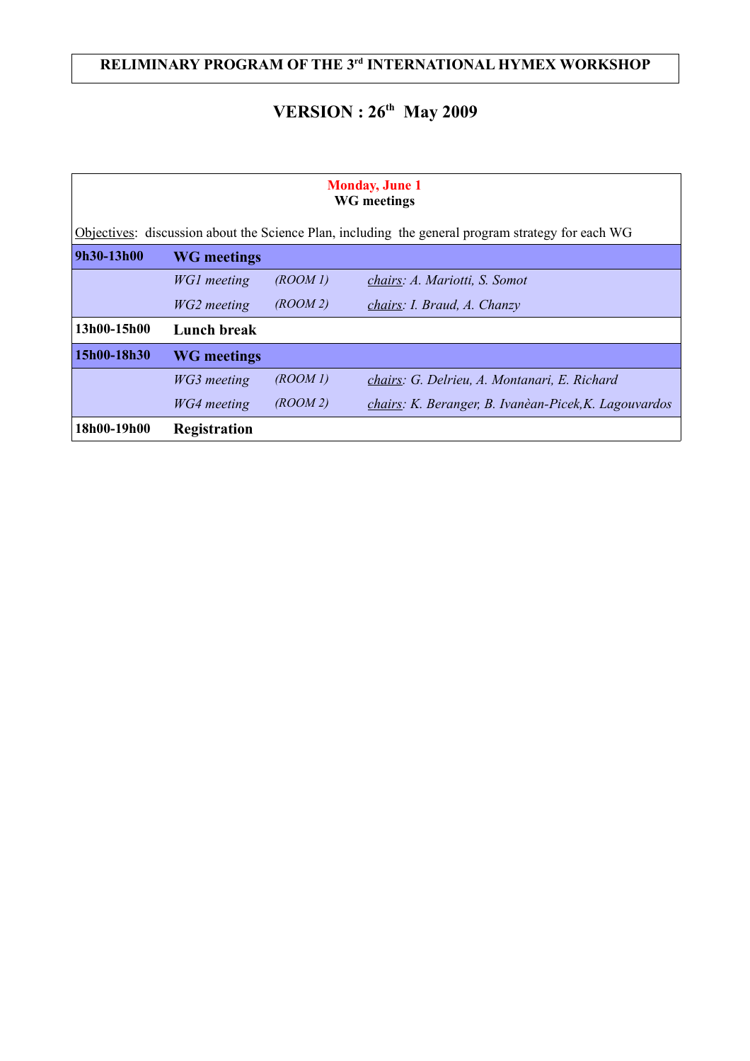# RELIMINARY PROGRAM OF THE 3rd INTERNATIONAL HYMEX WORKSHOP

## VERSION : 26th May 2009

**Monday, June 1**
**WG meetings**

Objectives: discussion about the Science Plan, including the general program strategy for each WG

| | | | |
|---|---|---|---|
| **9h30-13h00** | **WG meetings** | | |
| | *WG1 meeting* | *(ROOM 1)* | *chairs: A. Mariotti, S. Somot* |
| | *WG2 meeting* | *(ROOM 2)* | *chairs: I. Braud, A. Chanzy* |
| **13h00-15h00** | **Lunch break** | | |
| **15h00-18h30** | **WG meetings** | | |
| | *WG3 meeting* | *(ROOM 1)* | *chairs: G. Delrieu, A. Montanari, E. Richard* |
| | *WG4 meeting* | *(ROOM 2)* | *chairs: K. Beranger, B. Ivanèan-Picek,K. Lagouvardos* |
| **18h00-19h00** | **Registration** | | |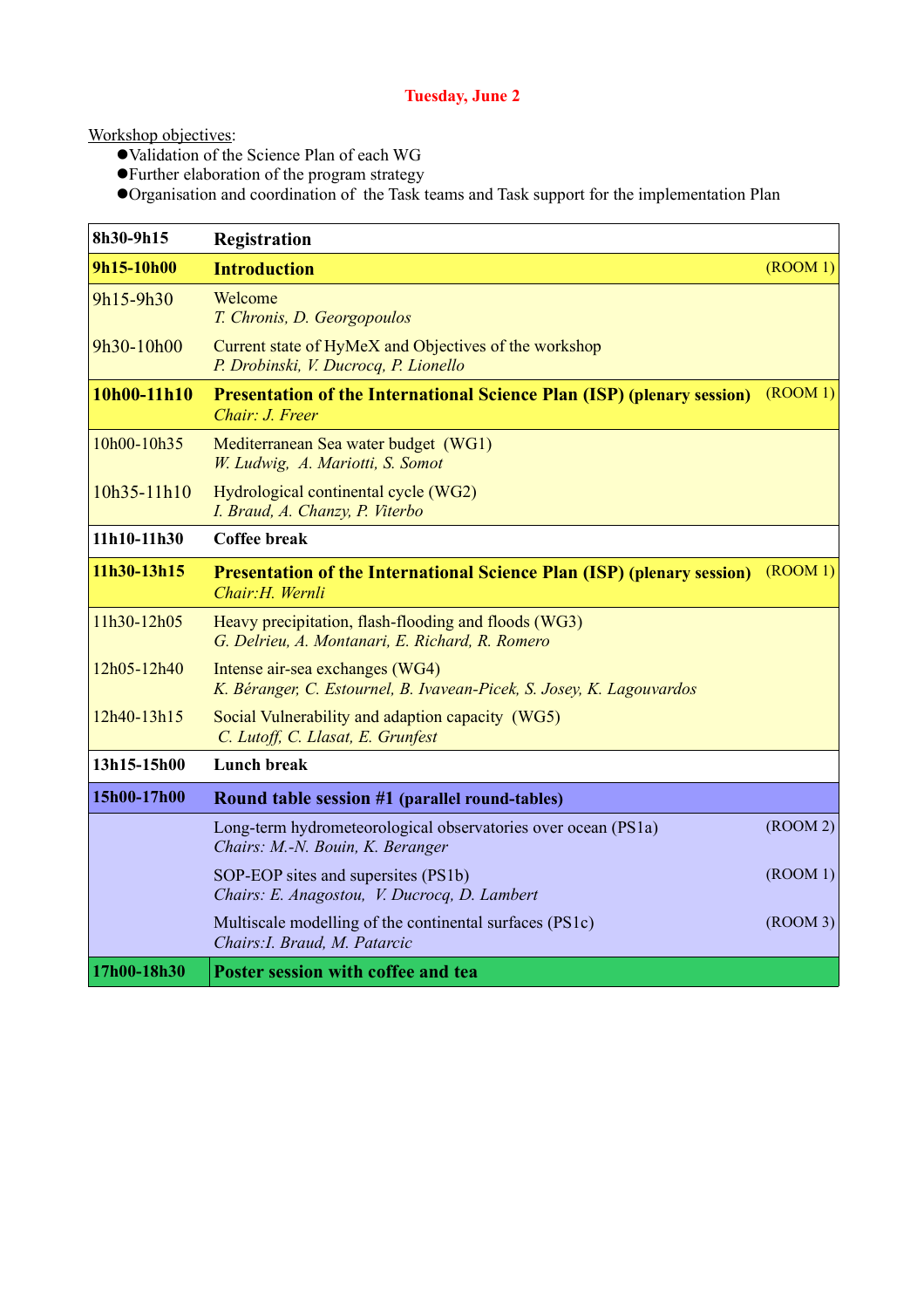# Tuesday, June 2

Workshop objectives:

- Validation of the Science Plan of each WG
- Further elaboration of the program strategy
- Organisation and coordination of the Task teams and Task support for the implementation Plan

| Time | Session | Room |
|---|---|---|
| **8h30-9h15** | **Registration** | |
| **9h15-10h00** | **Introduction** | (ROOM 1) |
| 9h15-9h30 | Welcome<br>*T. Chronis, D. Georgopoulos* | |
| 9h30-10h00 | Current state of HyMeX and Objectives of the workshop<br>*P. Drobinski, V. Ducrocq, P. Lionello* | |
| **10h00-11h10** | **Presentation of the International Science Plan (ISP) (plenary session)**<br>*Chair: J. Freer* | (ROOM 1) |
| 10h00-10h35 | Mediterranean Sea water budget (WG1)<br>*W. Ludwig, A. Mariotti, S. Somot* | |
| 10h35-11h10 | Hydrological continental cycle (WG2)<br>*I. Braud, A. Chanzy, P. Viterbo* | |
| **11h10-11h30** | **Coffee break** | |
| **11h30-13h15** | **Presentation of the International Science Plan (ISP) (plenary session)**<br>*Chair:H. Wernli* | (ROOM 1) |
| 11h30-12h05 | Heavy precipitation, flash-flooding and floods (WG3)<br>*G. Delrieu, A. Montanari, E. Richard, R. Romero* | |
| 12h05-12h40 | Intense air-sea exchanges (WG4)<br>*K. Béranger, C. Estournel, B. Ivavean-Picek, S. Josey, K. Lagouvardos* | |
| 12h40-13h15 | Social Vulnerability and adaption capacity (WG5)<br>*C. Lutoff, C. Llasat, E. Grunfest* | |
| **13h15-15h00** | **Lunch break** | |
| **15h00-17h00** | **Round table session #1 (parallel round-tables)** | |
| | Long-term hydrometeorological observatories over ocean (PS1a)<br>*Chairs: M.-N. Bouin, K. Beranger* | (ROOM 2) |
| | SOP-EOP sites and supersites (PS1b)<br>*Chairs: E. Anagostou, V. Ducrocq, D. Lambert* | (ROOM 1) |
| | Multiscale modelling of the continental surfaces (PS1c)<br>*Chairs:I. Braud, M. Patarcic* | (ROOM 3) |
| **17h00-18h30** | **Poster session with coffee and tea** | |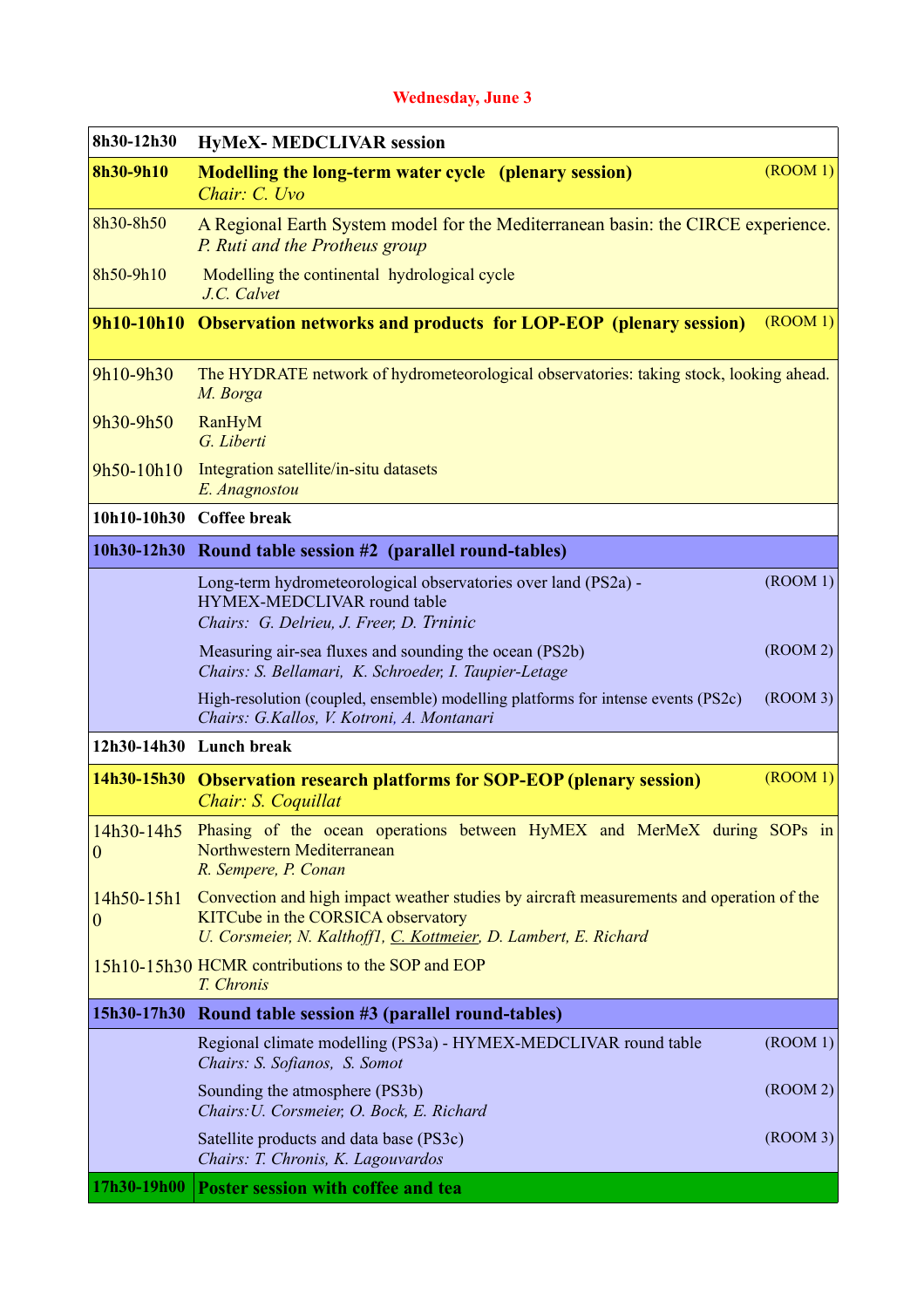## Wednesday, June 3

| | | |
|---|---|---|
| **8h30-12h30** | **HyMeX- MEDCLIVAR session** | |
| **8h30-9h10** | **Modelling the long-term water cycle (plenary session)**<br>*Chair: C. Uvo* | (ROOM 1) |
| 8h30-8h50 | A Regional Earth System model for the Mediterranean basin: the CIRCE experience.<br>*P. Ruti and the Protheus group* | |
| 8h50-9h10 | Modelling the continental hydrological cycle<br>*J.C. Calvet* | |
| **9h10-10h10** | **Observation networks and products for LOP-EOP (plenary session)** | (ROOM 1) |
| 9h10-9h30 | The HYDRATE network of hydrometeorological observatories: taking stock, looking ahead.<br>*M. Borga* | |
| 9h30-9h50 | RanHyM<br>*G. Liberti* | |
| 9h50-10h10 | Integration satellite/in-situ datasets<br>*E. Anagnostou* | |
| **10h10-10h30** | **Coffee break** | |
| **10h30-12h30** | **Round table session #2 (parallel round-tables)** | |
| | Long-term hydrometeorological observatories over land (PS2a) - HYMEX-MEDCLIVAR round table<br>*Chairs: G. Delrieu, J. Freer, D. Trninic* | (ROOM 1) |
| | Measuring air-sea fluxes and sounding the ocean (PS2b)<br>*Chairs: S. Bellamari, K. Schroeder, I. Taupier-Letage* | (ROOM 2) |
| | High-resolution (coupled, ensemble) modelling platforms for intense events (PS2c)<br>*Chairs: G.Kallos, V. Kotroni, A. Montanari* | (ROOM 3) |
| **12h30-14h30** | **Lunch break** | |
| **14h30-15h30** | **Observation research platforms for SOP-EOP (plenary session)**<br>*Chair: S. Coquillat* | (ROOM 1) |
| 14h30-14h50 | Phasing of the ocean operations between HyMEX and MerMeX during SOPs in Northwestern Mediterranean<br>*R. Sempere, P. Conan* | |
| 14h50-15h10 | Convection and high impact weather studies by aircraft measurements and operation of the KITCube in the CORSICA observatory<br>*U. Corsmeier, N. Kalthoff1, C. Kottmeier, D. Lambert, E. Richard* | |
| 15h10-15h30 | HCMR contributions to the SOP and EOP<br>*T. Chronis* | |
| **15h30-17h30** | **Round table session #3 (parallel round-tables)** | |
| | Regional climate modelling (PS3a) - HYMEX-MEDCLIVAR round table<br>*Chairs: S. Sofianos, S. Somot* | (ROOM 1) |
| | Sounding the atmosphere (PS3b)<br>*Chairs:U. Corsmeier, O. Bock, E. Richard* | (ROOM 2) |
| | Satellite products and data base (PS3c)<br>*Chairs: T. Chronis, K. Lagouvardos* | (ROOM 3) |
| **17h30-19h00** | **Poster session with coffee and tea** | |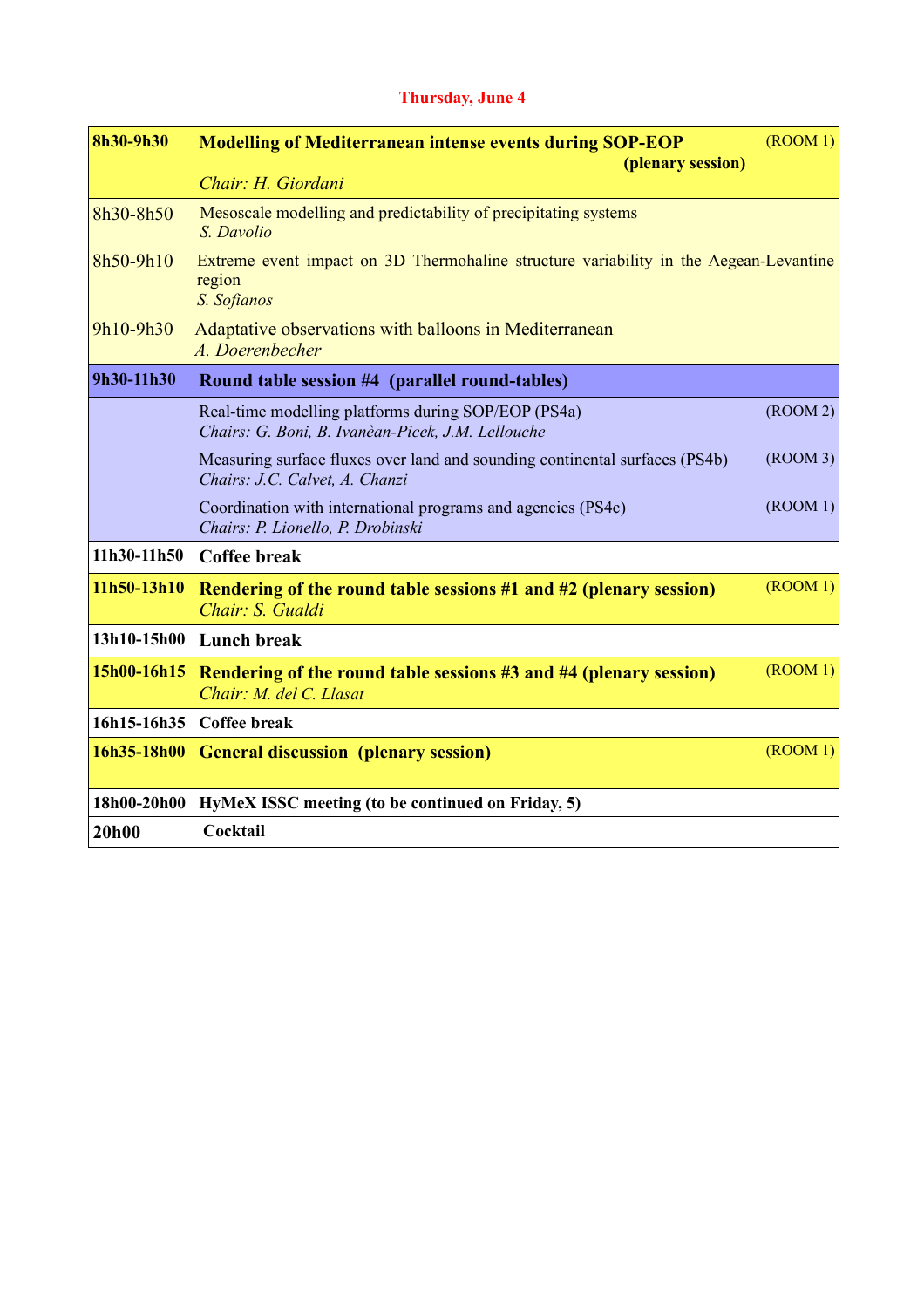**Thursday, June 4**

| Time | Session | Room |
|---|---|---|
| **8h30-9h30** | **Modelling of Mediterranean intense events during SOP-EOP (plenary session)**<br>*Chair: H. Giordani* | (ROOM 1) |
| 8h30-8h50 | Mesoscale modelling and predictability of precipitating systems<br>*S. Davolio* | |
| 8h50-9h10 | Extreme event impact on 3D Thermohaline structure variability in the Aegean-Levantine region<br>*S. Sofianos* | |
| 9h10-9h30 | Adaptative observations with balloons in Mediterranean<br>*A. Doerenbecher* | |
| **9h30-11h30** | **Round table session #4 (parallel round-tables)** | |
| | Real-time modelling platforms during SOP/EOP (PS4a)<br>*Chairs: G. Boni, B. Ivanèan-Picek, J.M. Lellouche* | (ROOM 2) |
| | Measuring surface fluxes over land and sounding continental surfaces (PS4b)<br>*Chairs: J.C. Calvet, A. Chanzi* | (ROOM 3) |
| | Coordination with international programs and agencies (PS4c)<br>*Chairs: P. Lionello, P. Drobinski* | (ROOM 1) |
| **11h30-11h50** | **Coffee break** | |
| **11h50-13h10** | **Rendering of the round table sessions #1 and #2 (plenary session)**<br>*Chair: S. Gualdi* | (ROOM 1) |
| **13h10-15h00** | **Lunch break** | |
| **15h00-16h15** | **Rendering of the round table sessions #3 and #4 (plenary session)**<br>*Chair: M. del C. Llasat* | (ROOM 1) |
| **16h15-16h35** | **Coffee break** | |
| **16h35-18h00** | **General discussion (plenary session)** | (ROOM 1) |
| **18h00-20h00** | **HyMeX ISSC meeting (to be continued on Friday, 5)** | |
| **20h00** | **Cocktail** | |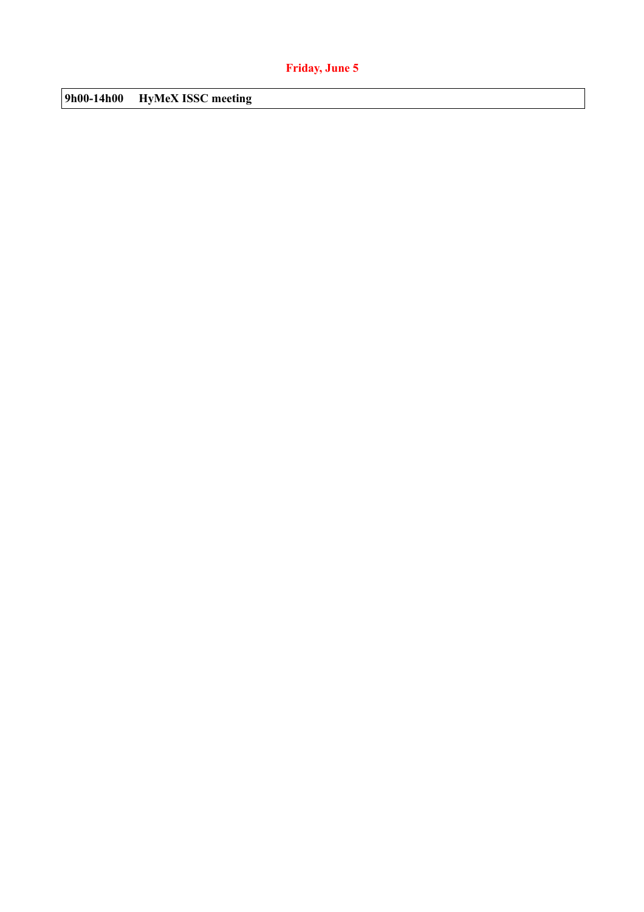## Friday, June 5

| | |
|---|---|
| **9h00-14h00** | **HyMeX ISSC meeting** |